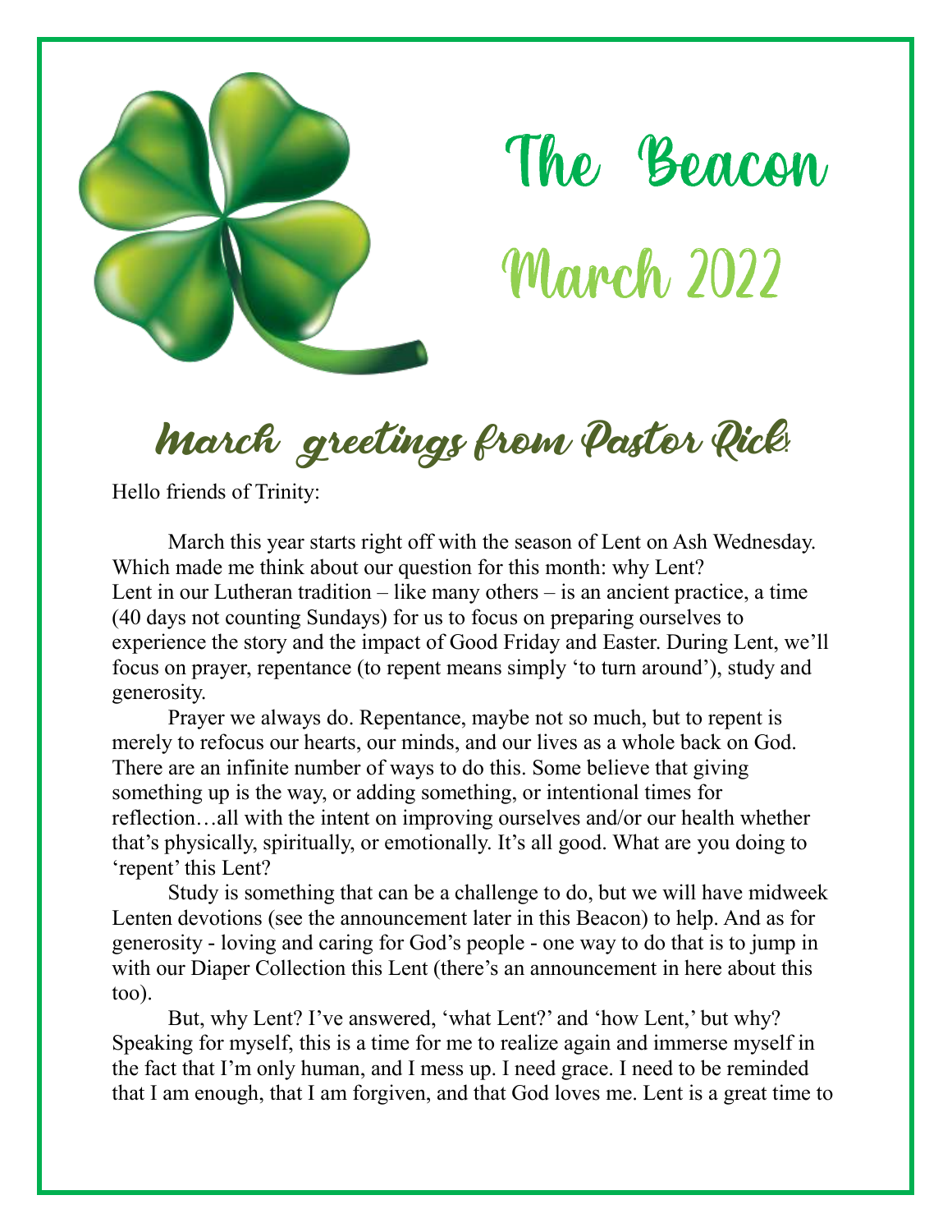# The Beacon

## March 2022

## March greetings from Pastor Rick!

Hello friends of Trinity:

March this year starts right off with the season of Lent on Ash Wednesday. Which made me think about our question for this month: why Lent? Lent in our Lutheran tradition – like many others – is an ancient practice, a time (40 days not counting Sundays) for us to focus on preparing ourselves to experience the story and the impact of Good Friday and Easter. During Lent, we'll focus on prayer, repentance (to repent means simply 'to turn around'), study and generosity.

Prayer we always do. Repentance, maybe not so much, but to repent is merely to refocus our hearts, our minds, and our lives as a whole back on God. There are an infinite number of ways to do this. Some believe that giving something up is the way, or adding something, or intentional times for reflection…all with the intent on improving ourselves and/or our health whether that's physically, spiritually, or emotionally. It's all good. What are you doing to 'repent' this Lent?

Study is something that can be a challenge to do, but we will have midweek Lenten devotions (see the announcement later in this Beacon) to help. And as for generosity - loving and caring for God's people - one way to do that is to jump in with our Diaper Collection this Lent (there's an announcement in here about this too).

But, why Lent? I've answered, 'what Lent?' and 'how Lent,' but why? Speaking for myself, this is a time for me to realize again and immerse myself in the fact that I'm only human, and I mess up. I need grace. I need to be reminded that I am enough, that I am forgiven, and that God loves me. Lent is a great time to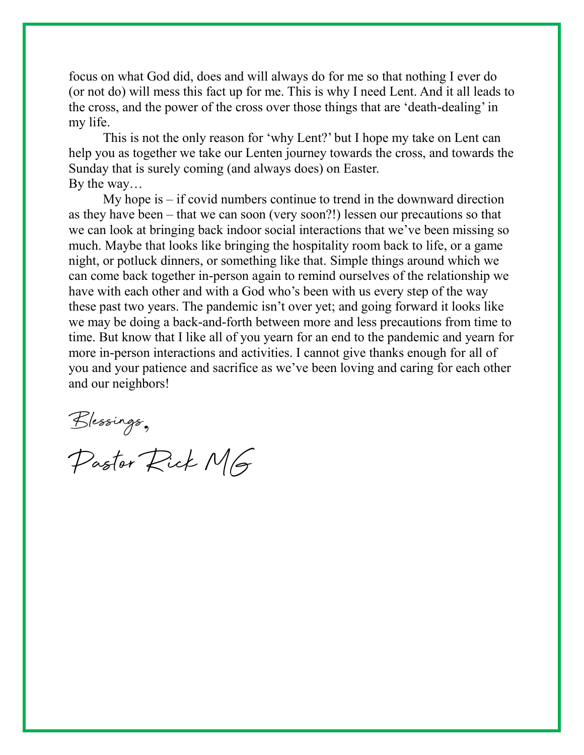focus on what God did, does and will always do for me so that nothing I ever do (or not do) will mess this fact up for me. This is why I need Lent. And it all leads to the cross, and the power of the cross over those things that are 'death-dealing' in my life.

This is not the only reason for 'why Lent?' but I hope my take on Lent can help you as together we take our Lenten journey towards the cross, and towards the Sunday that is surely coming (and always does) on Easter.

By the way…

My hope is – if covid numbers continue to trend in the downward direction as they have been – that we can soon (very soon?!) lessen our precautions so that we can look at bringing back indoor social interactions that we've been missing so much. Maybe that looks like bringing the hospitality room back to life, or a game night, or potluck dinners, or something like that. Simple things around which we can come back together in-person again to remind ourselves of the relationship we have with each other and with a God who's been with us every step of the way these past two years. The pandemic isn't over yet; and going forward it looks like we may be doing a back-and-forth between more and less precautions from time to time. But know that I like all of you yearn for an end to the pandemic and yearn for more in-person interactions and activities. I cannot give thanks enough for all of you and your patience and sacrifice as we've been loving and caring for each other and our neighbors!

*Blessings,*

*Pastor Rick MG*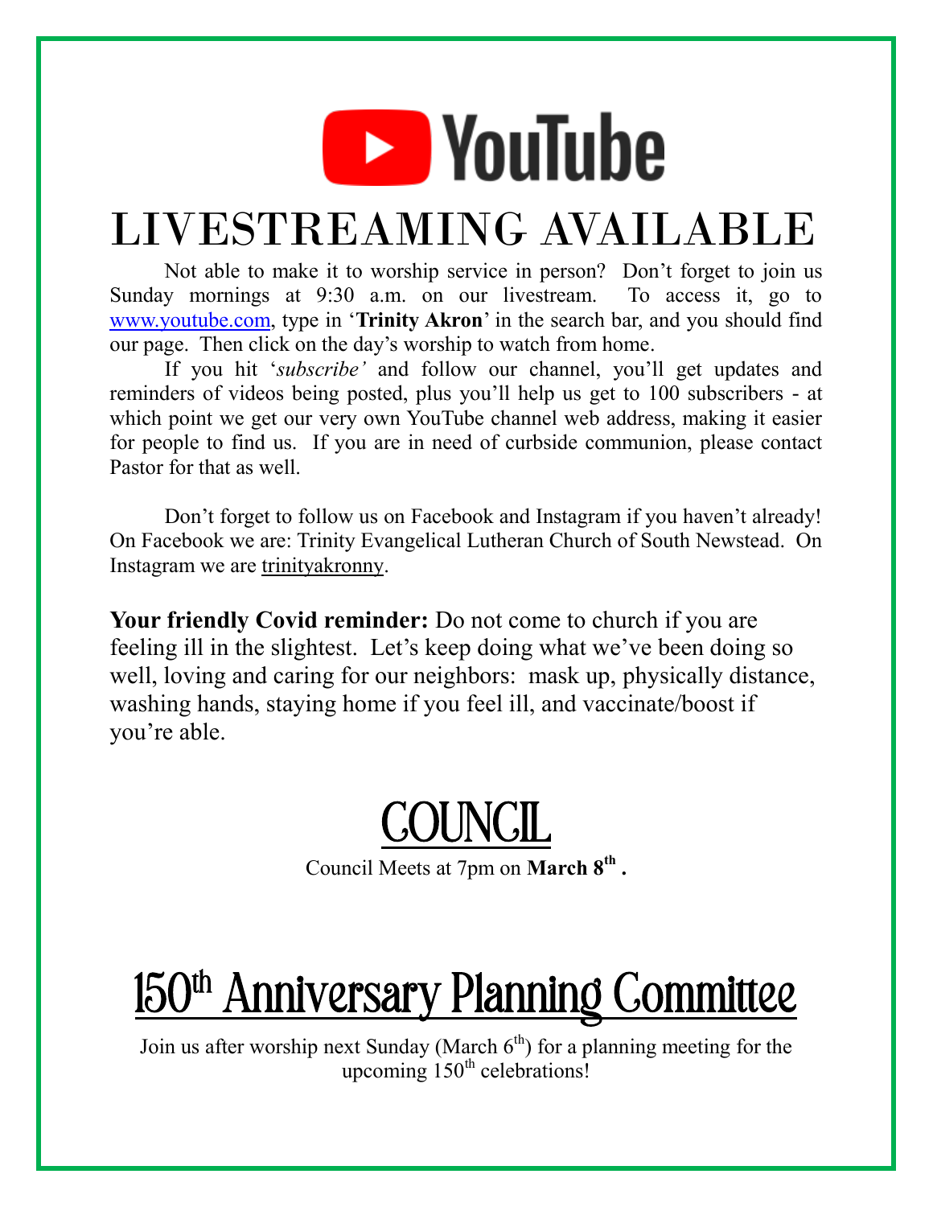YouTube

# LIVESTREAMING AVAILABLE

Not able to make it to worship service in person? Don't forget to join us Sunday mornings at 9:30 a.m. on our livestream. To access it, go to www.youtube.com, type in '**Trinity Akron**' in the search bar, and you should find our page. Then click on the day's worship to watch from home.

If you hit '*subscribe'* and follow our channel, you'll get updates and reminders of videos being posted, plus you'll help us get to 100 subscribers - at which point we get our very own YouTube channel web address, making it easier for people to find us. If you are in need of curbside communion, please contact Pastor for that as well.

Don't forget to follow us on Facebook and Instagram if you haven't already! On Facebook we are: Trinity Evangelical Lutheran Church of South Newstead. On Instagram we are trinityakronny.

**Your friendly Covid reminder:** Do not come to church if you are feeling ill in the slightest. Let's keep doing what we've been doing so well, loving and caring for our neighbors: mask up, physically distance, washing hands, staying home if you feel ill, and vaccinate/boost if you're able.

# COUNCIL

Council Meets at 7pm on **March 8th .**

# 150th Anniversary Planning Committee

Join us after worship next Sunday (March 6th) for a planning meeting for the upcoming 150th celebrations!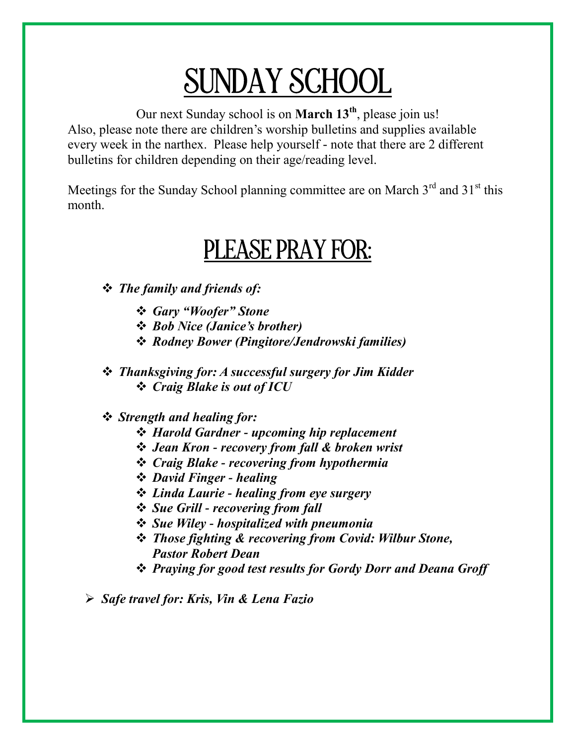# SUNDAY SCHOOL

Our next Sunday school is on **March 13th**, please join us! Also, please note there are children's worship bulletins and supplies available every week in the narthex. Please help yourself - note that there are 2 different bulletins for children depending on their age/reading level.

Meetings for the Sunday School planning committee are on March 3rd and 31st this month.

# PLEASE PRAY FOR:

- ***The family and friends of:***
  - ***Gary "Woofer" Stone***
  - ***Bob Nice (Janice's brother)***
  - ***Rodney Bower (Pingitore/Jendrowski families)***

- ***Thanksgiving for: A successful surgery for Jim Kidder***
  - ***Craig Blake is out of ICU***

- ***Strength and healing for:***
  - ***Harold Gardner - upcoming hip replacement***
  - ***Jean Kron - recovery from fall & broken wrist***
  - ***Craig Blake - recovering from hypothermia***
  - ***David Finger - healing***
  - ***Linda Laurie - healing from eye surgery***
  - ***Sue Grill - recovering from fall***
  - ***Sue Wiley - hospitalized with pneumonia***
  - ***Those fighting & recovering from Covid: Wilbur Stone, Pastor Robert Dean***
  - ***Praying for good test results for Gordy Dorr and Deana Groff***

- ***Safe travel for: Kris, Vin & Lena Fazio***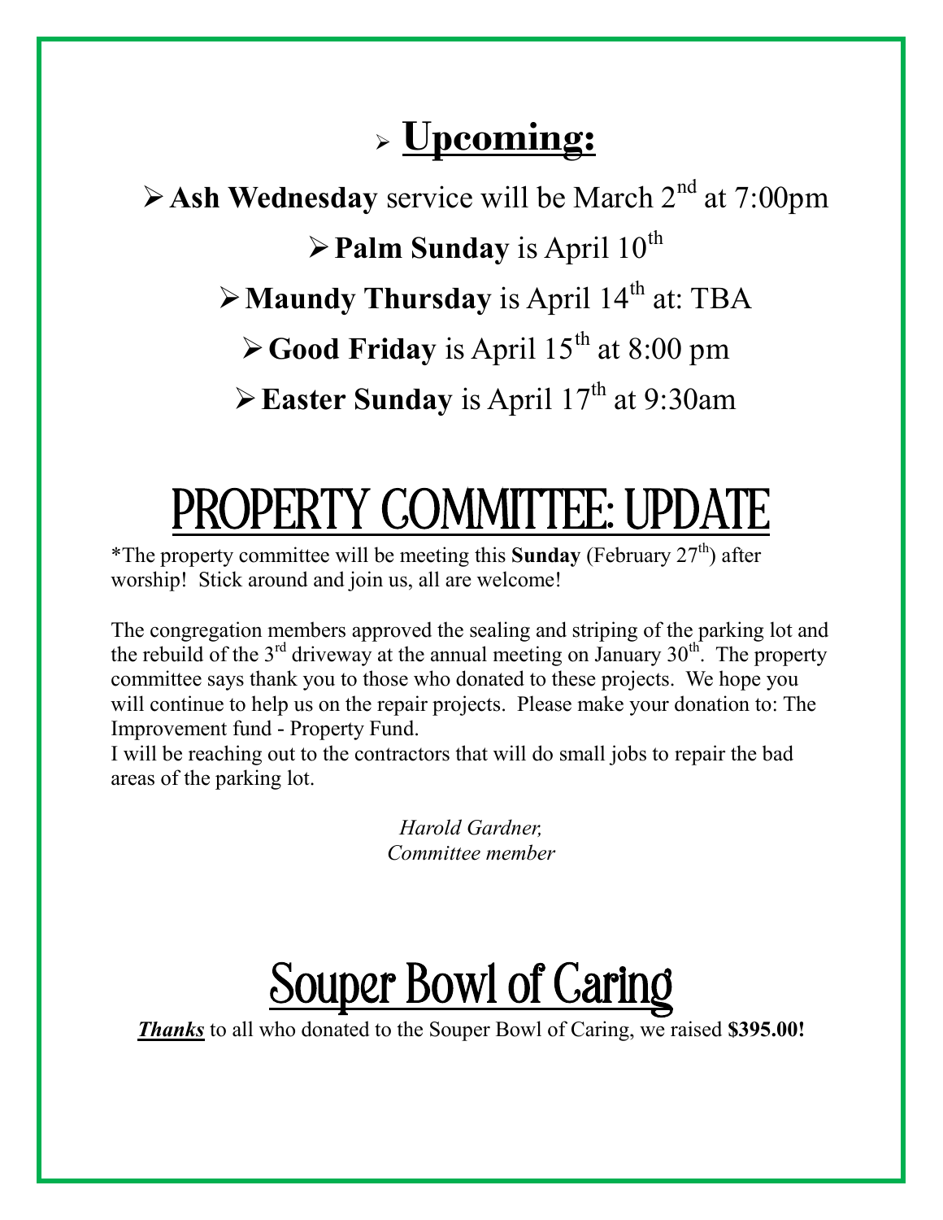## ➢ Upcoming:

- **Ash Wednesday** service will be March 2nd at 7:00pm
- **Palm Sunday** is April 10th
- **Maundy Thursday** is April 14th at: TBA
- **Good Friday** is April 15th at 8:00 pm
- **Easter Sunday** is April 17th at 9:30am

# PROPERTY COMMITTEE: UPDATE

*The property committee will be meeting this **Sunday** (February 27th) after worship! Stick around and join us, all are welcome!

The congregation members approved the sealing and striping of the parking lot and the rebuild of the 3rd driveway at the annual meeting on January 30th. The property committee says thank you to those who donated to these projects. We hope you will continue to help us on the repair projects. Please make your donation to: The Improvement fund - Property Fund.
I will be reaching out to the contractors that will do small jobs to repair the bad areas of the parking lot.

*Harold Gardner,*
*Committee member*

# Souper Bowl of Caring

***Thanks*** to all who donated to the Souper Bowl of Caring, we raised **$395.00!**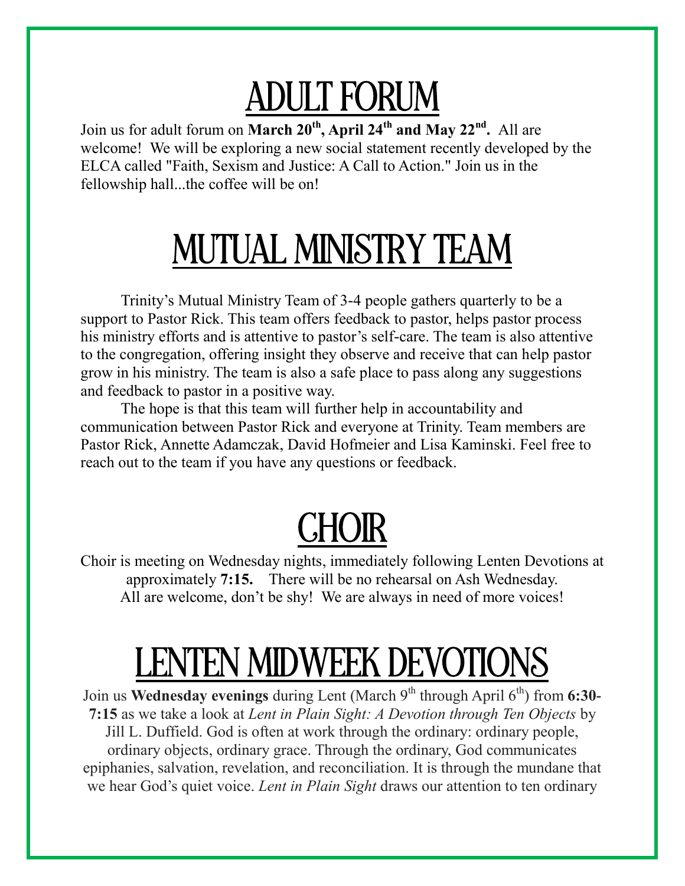# ADULT FORUM

Join us for adult forum on **March 20th, April 24th and May 22nd.** All are welcome! We will be exploring a new social statement recently developed by the ELCA called "Faith, Sexism and Justice: A Call to Action." Join us in the fellowship hall...the coffee will be on!

# MUTUAL MINISTRY TEAM

Trinity's Mutual Ministry Team of 3-4 people gathers quarterly to be a support to Pastor Rick. This team offers feedback to pastor, helps pastor process his ministry efforts and is attentive to pastor's self-care. The team is also attentive to the congregation, offering insight they observe and receive that can help pastor grow in his ministry. The team is also a safe place to pass along any suggestions and feedback to pastor in a positive way.

The hope is that this team will further help in accountability and communication between Pastor Rick and everyone at Trinity. Team members are Pastor Rick, Annette Adamczak, David Hofmeier and Lisa Kaminski. Feel free to reach out to the team if you have any questions or feedback.

# CHOIR

Choir is meeting on Wednesday nights, immediately following Lenten Devotions at approximately **7:15.** There will be no rehearsal on Ash Wednesday. All are welcome, don't be shy! We are always in need of more voices!

# LENTEN MIDWEEK DEVOTIONS

Join us **Wednesday evenings** during Lent (March 9th through April 6th) from **6:30-7:15** as we take a look at *Lent in Plain Sight: A Devotion through Ten Objects* by Jill L. Duffield. God is often at work through the ordinary: ordinary people, ordinary objects, ordinary grace. Through the ordinary, God communicates epiphanies, salvation, revelation, and reconciliation. It is through the mundane that we hear God's quiet voice. *Lent in Plain Sight* draws our attention to ten ordinary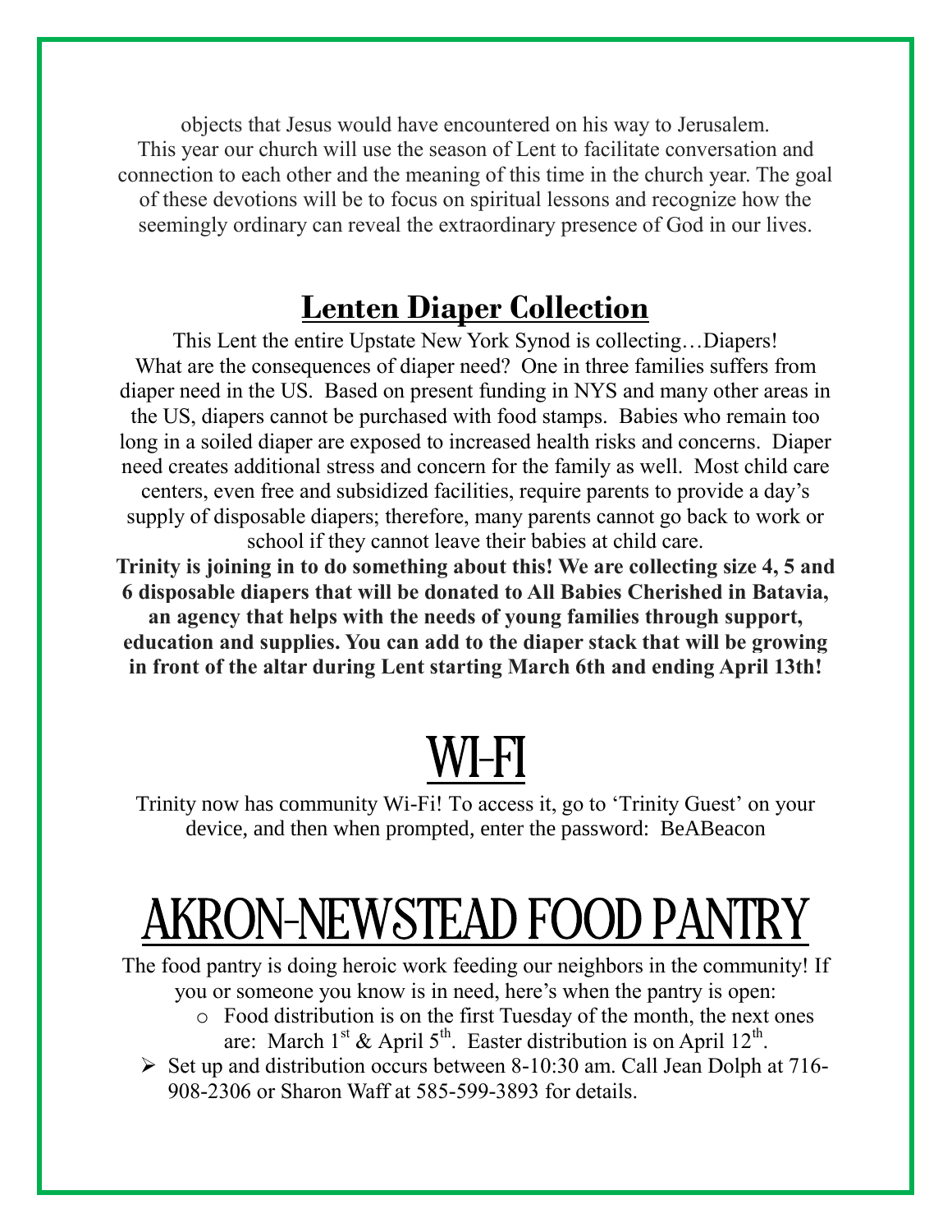objects that Jesus would have encountered on his way to Jerusalem. This year our church will use the season of Lent to facilitate conversation and connection to each other and the meaning of this time in the church year. The goal of these devotions will be to focus on spiritual lessons and recognize how the seemingly ordinary can reveal the extraordinary presence of God in our lives.

## Lenten Diaper Collection

This Lent the entire Upstate New York Synod is collecting…Diapers! What are the consequences of diaper need? One in three families suffers from diaper need in the US. Based on present funding in NYS and many other areas in the US, diapers cannot be purchased with food stamps. Babies who remain too long in a soiled diaper are exposed to increased health risks and concerns. Diaper need creates additional stress and concern for the family as well. Most child care centers, even free and subsidized facilities, require parents to provide a day's supply of disposable diapers; therefore, many parents cannot go back to work or school if they cannot leave their babies at child care.

**Trinity is joining in to do something about this! We are collecting size 4, 5 and 6 disposable diapers that will be donated to All Babies Cherished in Batavia, an agency that helps with the needs of young families through support, education and supplies. You can add to the diaper stack that will be growing in front of the altar during Lent starting March 6th and ending April 13th!**

# WI-FI

Trinity now has community Wi-Fi! To access it, go to 'Trinity Guest' on your device, and then when prompted, enter the password: BeABeacon

# AKRON-NEWSTEAD FOOD PANTRY

The food pantry is doing heroic work feeding our neighbors in the community! If you or someone you know is in need, here's when the pantry is open:

- Food distribution is on the first Tuesday of the month, the next ones are: March 1st & April 5th. Easter distribution is on April 12th.
- Set up and distribution occurs between 8-10:30 am. Call Jean Dolph at 716-908-2306 or Sharon Waff at 585-599-3893 for details.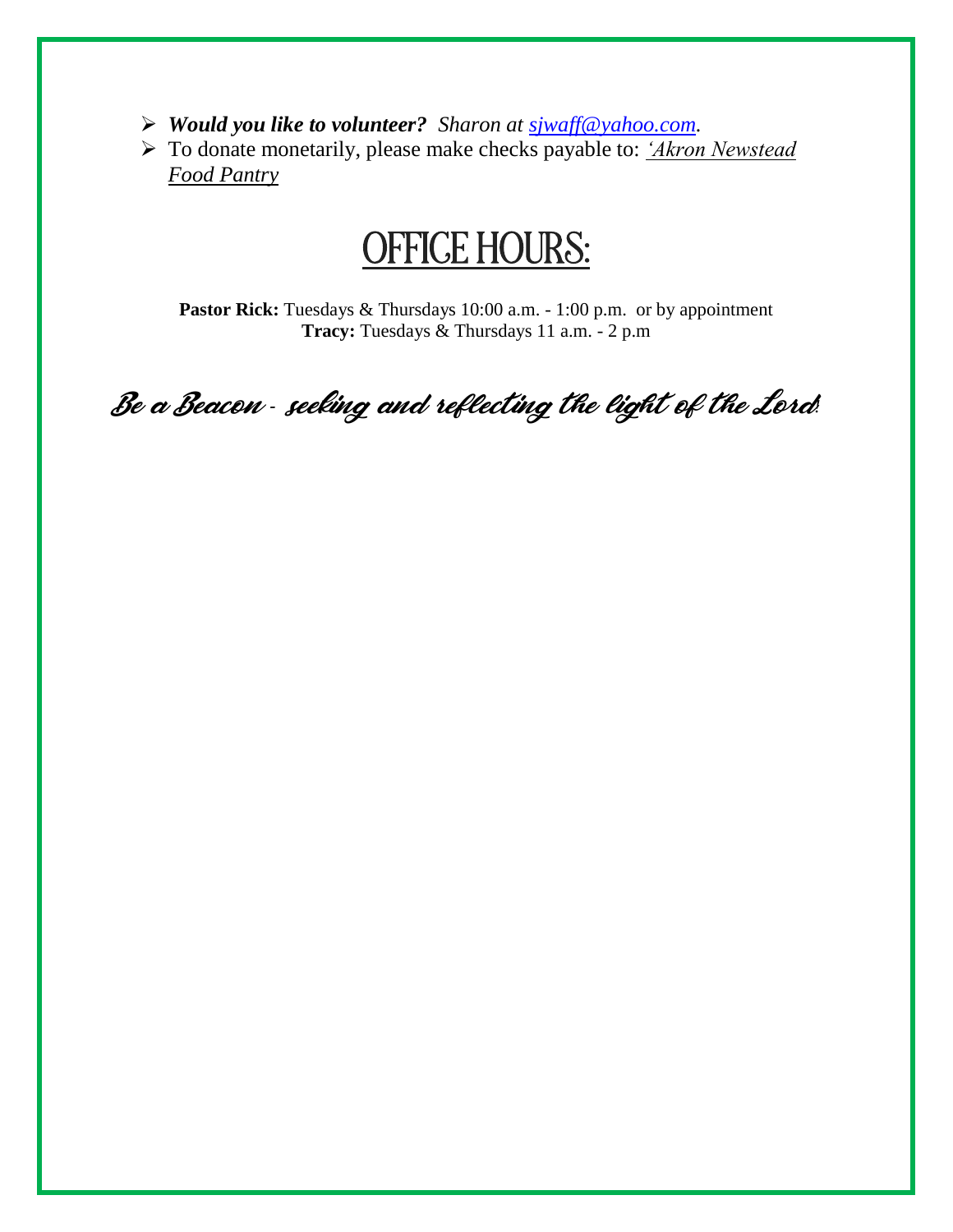- ***Would you like to volunteer?*** *Sharon at [sjwaff@yahoo.com](mailto:sjwaff@yahoo.com).*
- To donate monetarily, please make checks payable to: *'Akron Newstead Food Pantry*

# OFFICE HOURS:

**Pastor Rick:** Tuesdays & Thursdays 10:00 a.m. - 1:00 p.m. or by appointment
**Tracy:** Tuesdays & Thursdays 11 a.m. - 2 p.m

*Be a Beacon - seeking and reflecting the light of the Lord!*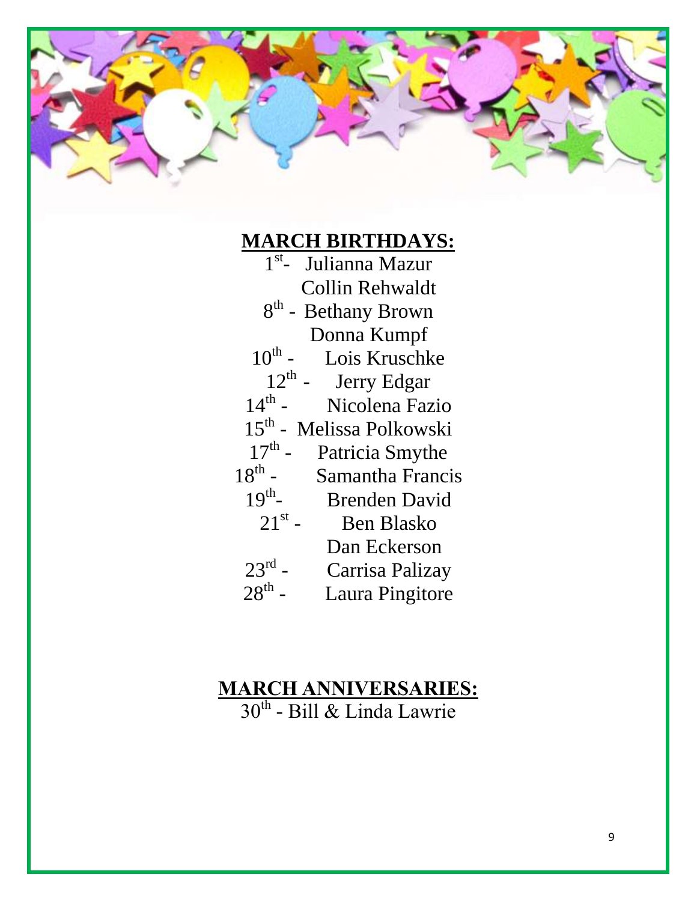**MARCH BIRTHDAYS:**

1st- Julianna Mazur
Collin Rehwaldt
8th - Bethany Brown
Donna Kumpf
10th - Lois Kruschke
12th - Jerry Edgar
14th - Nicolena Fazio
15th - Melissa Polkowski
17th - Patricia Smythe
18th - Samantha Francis
19th- Brenden David
21st - Ben Blasko
Dan Eckerson
23rd - Carrisa Palizay
28th - Laura Pingitore

**MARCH ANNIVERSARIES:**

30th - Bill & Linda Lawrie